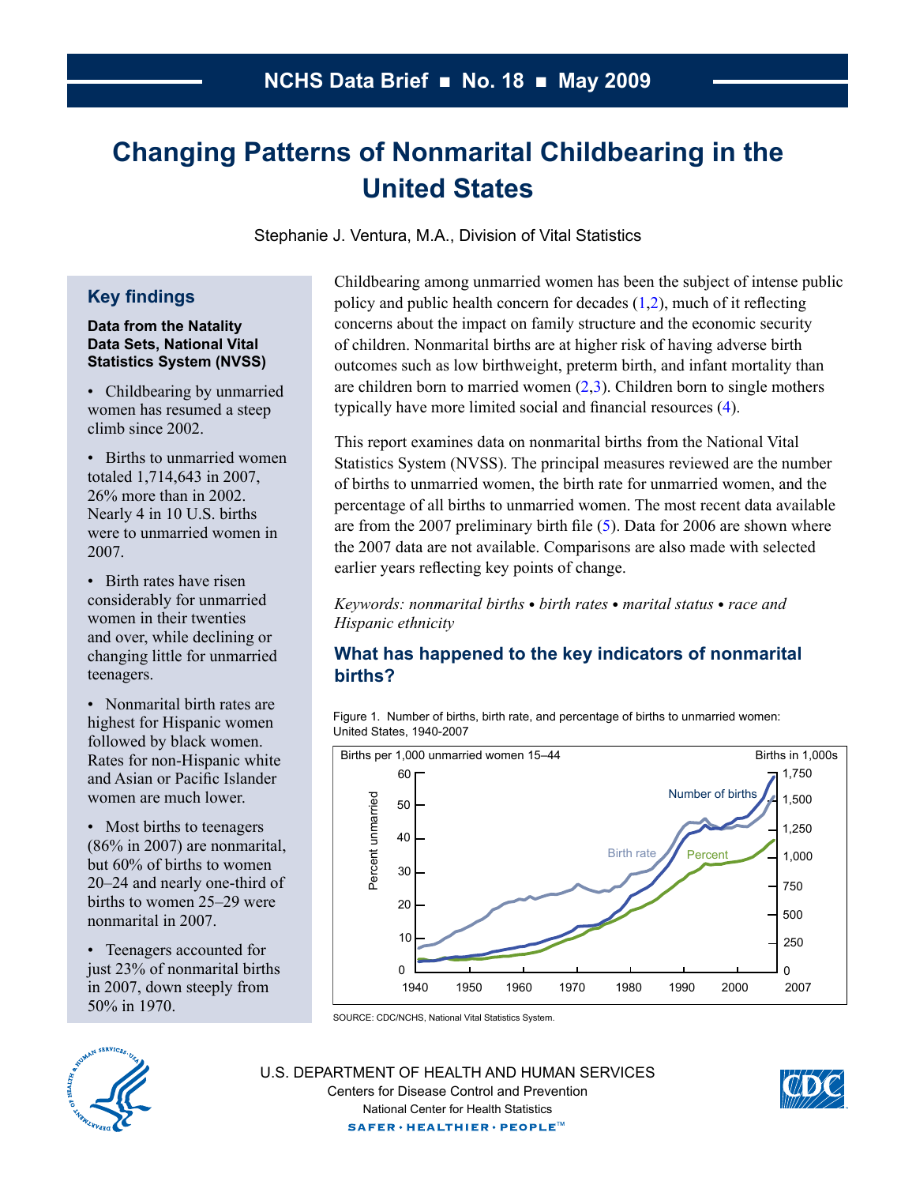NCHS Data Brief ■ No. 18 ■ May 2009

# Changing Patterns of Nonmarital Childbearing in the United States

Stephanie J. Ventura, M.A., Division of Vital Statistics

## Key findings

**Data from the Natality Data Sets, National Vital Statistics System (NVSS)**

- Childbearing by unmarried women has resumed a steep climb since 2002.
- Births to unmarried women totaled 1,714,643 in 2007, 26% more than in 2002. Nearly 4 in 10 U.S. births were to unmarried women in 2007.
- Birth rates have risen considerably for unmarried women in their twenties and over, while declining or changing little for unmarried teenagers.
- Nonmarital birth rates are highest for Hispanic women followed by black women. Rates for non-Hispanic white and Asian or Pacific Islander women are much lower.
- Most births to teenagers (86% in 2007) are nonmarital, but 60% of births to women 20–24 and nearly one-third of births to women 25–29 were nonmarital in 2007.
- Teenagers accounted for just 23% of nonmarital births in 2007, down steeply from 50% in 1970.

Childbearing among unmarried women has been the subject of intense public policy and public health concern for decades (1,2), much of it reflecting concerns about the impact on family structure and the economic security of children. Nonmarital births are at higher risk of having adverse birth outcomes such as low birthweight, preterm birth, and infant mortality than are children born to married women (2,3). Children born to single mothers typically have more limited social and financial resources (4).

This report examines data on nonmarital births from the National Vital Statistics System (NVSS). The principal measures reviewed are the number of births to unmarried women, the birth rate for unmarried women, and the percentage of all births to unmarried women. The most recent data available are from the 2007 preliminary birth file (5). Data for 2006 are shown where the 2007 data are not available. Comparisons are also made with selected earlier years reflecting key points of change.

*Keywords: nonmarital births • birth rates • marital status • race and Hispanic ethnicity*

## What has happened to the key indicators of nonmarital births?

Figure 1. Number of births, birth rate, and percentage of births to unmarried women: United States, 1940-2007

Births per 1,000 unmarried women 15–44
Births in 1,000s
Percent unmarried
Number of births
Birth rate
Percent
0
10
20
30
40
50
60
0
250
500
750
1,000
1,250
1,500
1,750
1940
1950
1960
1970
1980
1990
2000
2007

SOURCE: CDC/NCHS, National Vital Statistics System.

U.S. DEPARTMENT OF HEALTH AND HUMAN SERVICES
Centers for Disease Control and Prevention
National Center for Health Statistics
SAFER • HEALTHIER • PEOPLE™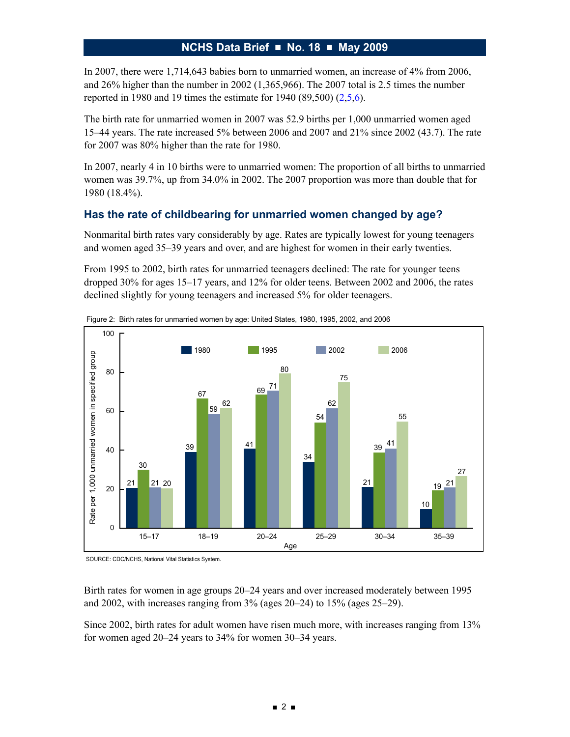In 2007, there were 1,714,643 babies born to unmarried women, an increase of 4% from 2006, and 26% higher than the number in 2002 (1,365,966). The 2007 total is 2.5 times the number reported in 1980 and 19 times the estimate for 1940 (89,500) (2,5,6).

The birth rate for unmarried women in 2007 was 52.9 births per 1,000 unmarried women aged 15–44 years. The rate increased 5% between 2006 and 2007 and 21% since 2002 (43.7). The rate for 2007 was 80% higher than the rate for 1980.

In 2007, nearly 4 in 10 births were to unmarried women: The proportion of all births to unmarried women was 39.7%, up from 34.0% in 2002. The 2007 proportion was more than double that for 1980 (18.4%).

## Has the rate of childbearing for unmarried women changed by age?

Nonmarital birth rates vary considerably by age. Rates are typically lowest for young teenagers and women aged 35–39 years and over, and are highest for women in their early twenties.

From 1995 to 2002, birth rates for unmarried teenagers declined: The rate for younger teens dropped 30% for ages 15–17 years, and 12% for older teens. Between 2002 and 2006, the rates declined slightly for young teenagers and increased 5% for older teenagers.

Figure 2: Birth rates for unmarried women by age: United States, 1980, 1995, 2002, and 2006

| Age | 1980 | 1995 | 2002 | 2006 |
|---|---|---|---|---|
| 15–17 | 21 | 30 | 21 | 20 |
| 18–19 | 39 | 67 | 59 | 62 |
| 20–24 | 41 | 69 | 71 | 80 |
| 25–29 | 34 | 54 | 62 | 75 |
| 30–34 | 21 | 39 | 41 | 55 |
| 35–39 | 10 | 19 | 21 | 27 |

Rate per 1,000 unmarried women in specified group

SOURCE: CDC/NCHS, National Vital Statistics System.

Birth rates for women in age groups 20–24 years and over increased moderately between 1995 and 2002, with increases ranging from 3% (ages 20–24) to 15% (ages 25–29).

Since 2002, birth rates for adult women have risen much more, with increases ranging from 13% for women aged 20–24 years to 34% for women 30–34 years.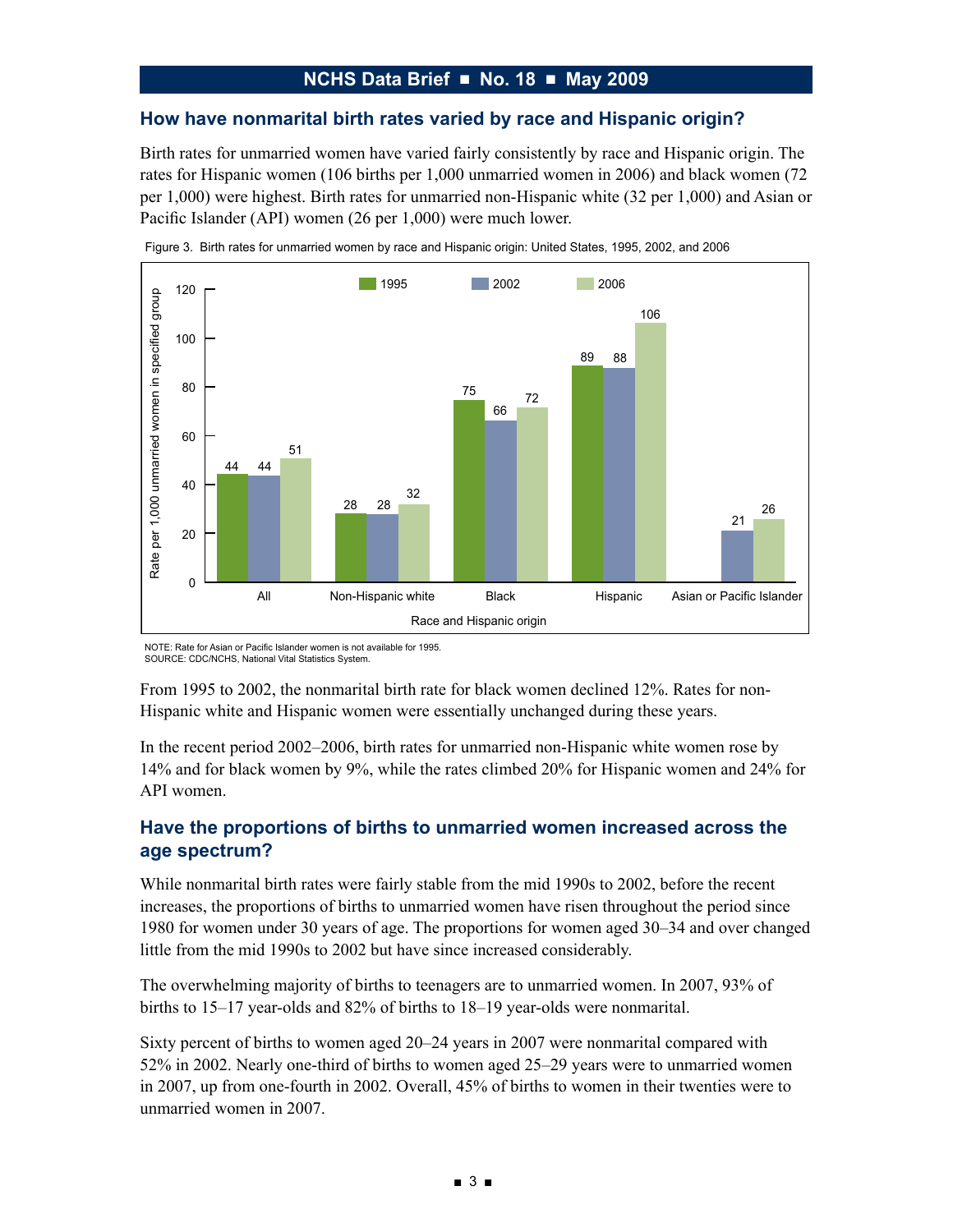## How have nonmarital birth rates varied by race and Hispanic origin?

Birth rates for unmarried women have varied fairly consistently by race and Hispanic origin. The rates for Hispanic women (106 births per 1,000 unmarried women in 2006) and black women (72 per 1,000) were highest. Birth rates for unmarried non-Hispanic white (32 per 1,000) and Asian or Pacific Islander (API) women (26 per 1,000) were much lower.

Figure 3. Birth rates for unmarried women by race and Hispanic origin: United States, 1995, 2002, and 2006

1995
2002
2006

Rate per 1,000 unmarried women in specified group

0
20
40
60
80
100
120

All: 44, 44, 51
Non-Hispanic white: 28, 28, 32
Black: 75, 66, 72
Hispanic: 89, 88, 106
Asian or Pacific Islander: 21, 26

Race and Hispanic origin

NOTE: Rate for Asian or Pacific Islander women is not available for 1995.
SOURCE: CDC/NCHS, National Vital Statistics System.

From 1995 to 2002, the nonmarital birth rate for black women declined 12%. Rates for non-Hispanic white and Hispanic women were essentially unchanged during these years.

In the recent period 2002–2006, birth rates for unmarried non-Hispanic white women rose by 14% and for black women by 9%, while the rates climbed 20% for Hispanic women and 24% for API women.

## Have the proportions of births to unmarried women increased across the age spectrum?

While nonmarital birth rates were fairly stable from the mid 1990s to 2002, before the recent increases, the proportions of births to unmarried women have risen throughout the period since 1980 for women under 30 years of age. The proportions for women aged 30–34 and over changed little from the mid 1990s to 2002 but have since increased considerably.

The overwhelming majority of births to teenagers are to unmarried women. In 2007, 93% of births to 15–17 year-olds and 82% of births to 18–19 year-olds were nonmarital.

Sixty percent of births to women aged 20–24 years in 2007 were nonmarital compared with 52% in 2002. Nearly one-third of births to women aged 25–29 years were to unmarried women in 2007, up from one-fourth in 2002. Overall, 45% of births to women in their twenties were to unmarried women in 2007.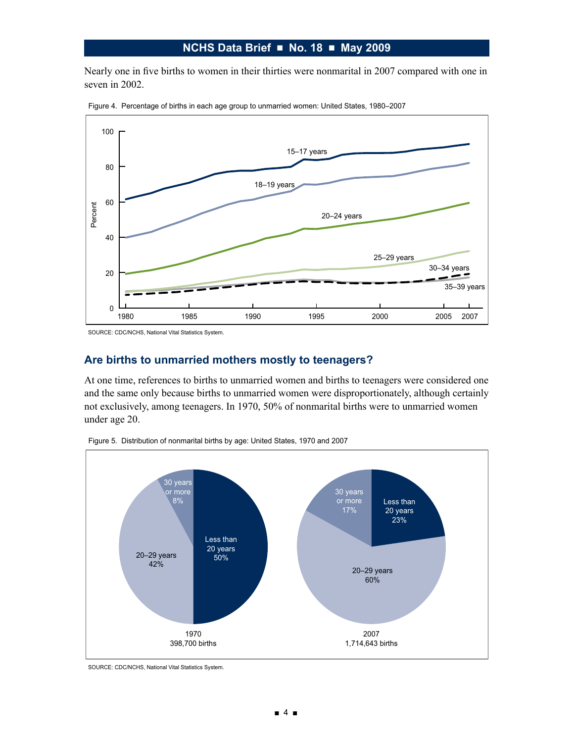Nearly one in five births to women in their thirties were nonmarital in 2007 compared with one in seven in 2002.

Figure 4. Percentage of births in each age group to unmarried women: United States, 1980–2007

Percent

100
80
60
40
20
0

1980 1985 1990 1995 2000 2005 2007

15–17 years
18–19 years
20–24 years
25–29 years
30–34 years
35–39 years

SOURCE: CDC/NCHS, National Vital Statistics System.

## Are births to unmarried mothers mostly to teenagers?

At one time, references to births to unmarried women and births to teenagers were considered one and the same only because births to unmarried women were disproportionately, although certainly not exclusively, among teenagers. In 1970, 50% of nonmarital births were to unmarried women under age 20.

Figure 5. Distribution of nonmarital births by age: United States, 1970 and 2007

30 years or more 8%
20–29 years 42%
Less than 20 years 50%

1970
398,700 births

30 years or more 17%
Less than 20 years 23%
20–29 years 60%

2007
1,714,643 births

SOURCE: CDC/NCHS, National Vital Statistics System.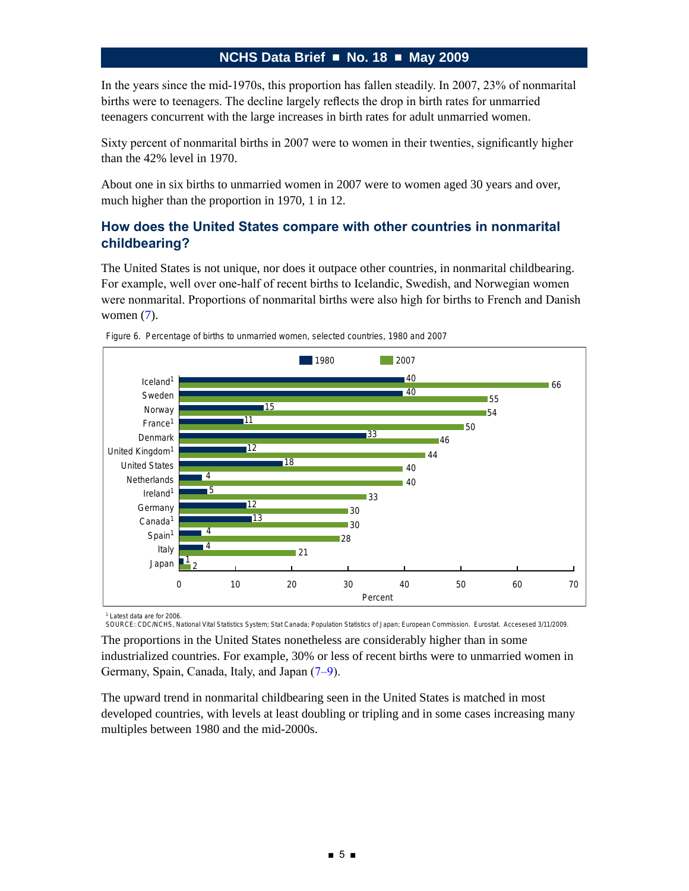In the years since the mid-1970s, this proportion has fallen steadily. In 2007, 23% of nonmarital births were to teenagers. The decline largely reflects the drop in birth rates for unmarried teenagers concurrent with the large increases in birth rates for adult unmarried women.

Sixty percent of nonmarital births in 2007 were to women in their twenties, significantly higher than the 42% level in 1970.

About one in six births to unmarried women in 2007 were to women aged 30 years and over, much higher than the proportion in 1970, 1 in 12.

## How does the United States compare with other countries in nonmarital childbearing?

The United States is not unique, nor does it outpace other countries, in nonmarital childbearing. For example, well over one-half of recent births to Icelandic, Swedish, and Norwegian women were nonmarital. Proportions of nonmarital births were also high for births to French and Danish women (7).

Figure 6. Percentage of births to unmarried women, selected countries, 1980 and 2007

1980
2007

Iceland[1] 40 66
Sweden 40 55
Norway 15 54
France[1] 11 50
Denmark 33 46
United Kingdom[1] 12 44
United States 18 40
Netherlands 4 40
Ireland[1] 5 33
Germany 12 30
Canada[1] 13 30
Spain[1] 4 28
Italy 4 21
Japan 1 2

0 10 20 30 40 50 60 70
Percent

[1] Latest data are for 2006.
SOURCE: CDC/NCHS, National Vital Statistics System; Stat Canada; Population Statistics of Japan; European Commission. Eurostat. Accesesed 3/11/2009.

The proportions in the United States nonetheless are considerably higher than in some industrialized countries. For example, 30% or less of recent births were to unmarried women in Germany, Spain, Canada, Italy, and Japan (7–9).

The upward trend in nonmarital childbearing seen in the United States is matched in most developed countries, with levels at least doubling or tripling and in some cases increasing many multiples between 1980 and the mid-2000s.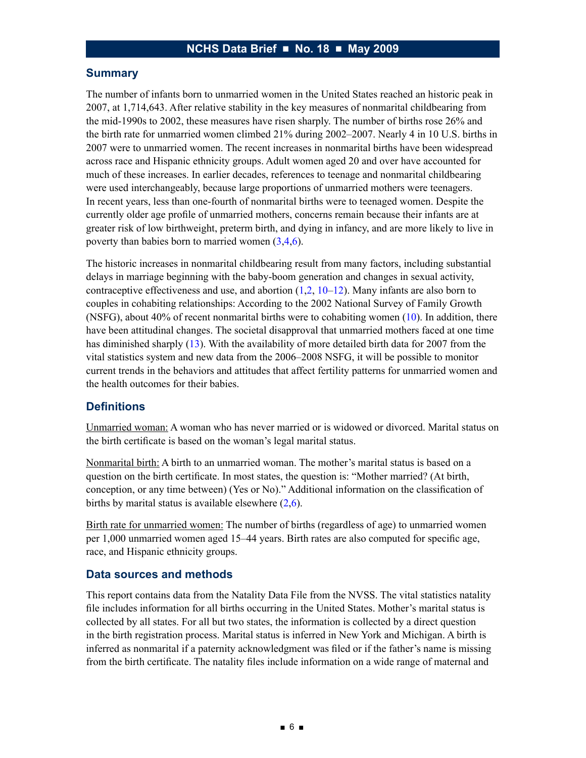## Summary

The number of infants born to unmarried women in the United States reached an historic peak in 2007, at 1,714,643. After relative stability in the key measures of nonmarital childbearing from the mid-1990s to 2002, these measures have risen sharply. The number of births rose 26% and the birth rate for unmarried women climbed 21% during 2002–2007. Nearly 4 in 10 U.S. births in 2007 were to unmarried women. The recent increases in nonmarital births have been widespread across race and Hispanic ethnicity groups. Adult women aged 20 and over have accounted for much of these increases. In earlier decades, references to teenage and nonmarital childbearing were used interchangeably, because large proportions of unmarried mothers were teenagers. In recent years, less than one-fourth of nonmarital births were to teenaged women. Despite the currently older age profile of unmarried mothers, concerns remain because their infants are at greater risk of low birthweight, preterm birth, and dying in infancy, and are more likely to live in poverty than babies born to married women (3,4,6).

The historic increases in nonmarital childbearing result from many factors, including substantial delays in marriage beginning with the baby-boom generation and changes in sexual activity, contraceptive effectiveness and use, and abortion (1,2, 10–12). Many infants are also born to couples in cohabiting relationships: According to the 2002 National Survey of Family Growth (NSFG), about 40% of recent nonmarital births were to cohabiting women (10). In addition, there have been attitudinal changes. The societal disapproval that unmarried mothers faced at one time has diminished sharply (13). With the availability of more detailed birth data for 2007 from the vital statistics system and new data from the 2006–2008 NSFG, it will be possible to monitor current trends in the behaviors and attitudes that affect fertility patterns for unmarried women and the health outcomes for their babies.

## Definitions

Unmarried woman: A woman who has never married or is widowed or divorced. Marital status on the birth certificate is based on the woman's legal marital status.

Nonmarital birth: A birth to an unmarried woman. The mother's marital status is based on a question on the birth certificate. In most states, the question is: "Mother married? (At birth, conception, or any time between) (Yes or No)." Additional information on the classification of births by marital status is available elsewhere (2,6).

Birth rate for unmarried women: The number of births (regardless of age) to unmarried women per 1,000 unmarried women aged 15–44 years. Birth rates are also computed for specific age, race, and Hispanic ethnicity groups.

## Data sources and methods

This report contains data from the Natality Data File from the NVSS. The vital statistics natality file includes information for all births occurring in the United States. Mother's marital status is collected by all states. For all but two states, the information is collected by a direct question in the birth registration process. Marital status is inferred in New York and Michigan. A birth is inferred as nonmarital if a paternity acknowledgment was filed or if the father's name is missing from the birth certificate. The natality files include information on a wide range of maternal and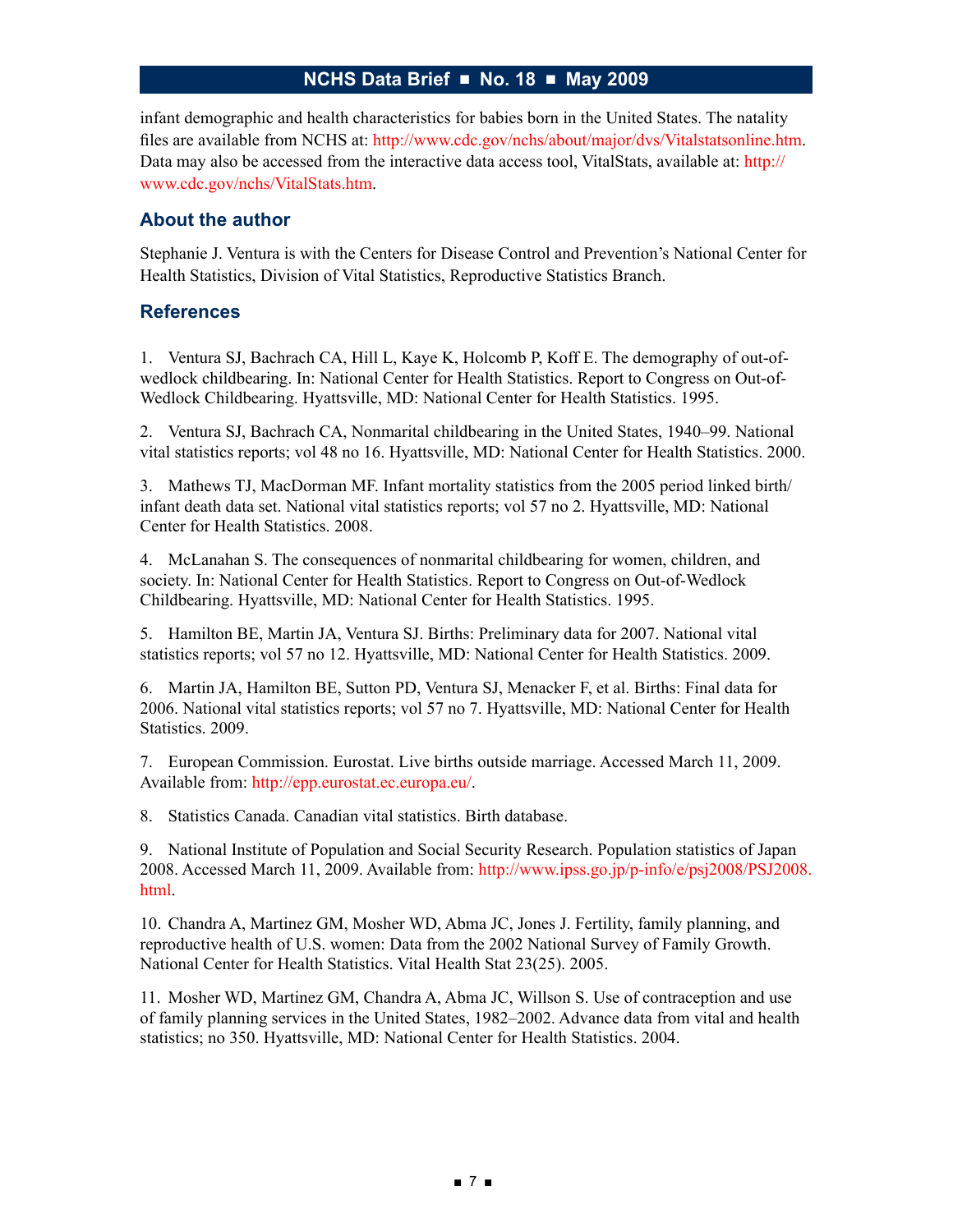infant demographic and health characteristics for babies born in the United States. The natality files are available from NCHS at: http://www.cdc.gov/nchs/about/major/dvs/Vitalstatsonline.htm. Data may also be accessed from the interactive data access tool, VitalStats, available at: http://www.cdc.gov/nchs/VitalStats.htm.

## About the author

Stephanie J. Ventura is with the Centers for Disease Control and Prevention's National Center for Health Statistics, Division of Vital Statistics, Reproductive Statistics Branch.

## References

1. Ventura SJ, Bachrach CA, Hill L, Kaye K, Holcomb P, Koff E. The demography of out-of-wedlock childbearing. In: National Center for Health Statistics. Report to Congress on Out-of-Wedlock Childbearing. Hyattsville, MD: National Center for Health Statistics. 1995.

2. Ventura SJ, Bachrach CA, Nonmarital childbearing in the United States, 1940–99. National vital statistics reports; vol 48 no 16. Hyattsville, MD: National Center for Health Statistics. 2000.

3. Mathews TJ, MacDorman MF. Infant mortality statistics from the 2005 period linked birth/infant death data set. National vital statistics reports; vol 57 no 2. Hyattsville, MD: National Center for Health Statistics. 2008.

4. McLanahan S. The consequences of nonmarital childbearing for women, children, and society. In: National Center for Health Statistics. Report to Congress on Out-of-Wedlock Childbearing. Hyattsville, MD: National Center for Health Statistics. 1995.

5. Hamilton BE, Martin JA, Ventura SJ. Births: Preliminary data for 2007. National vital statistics reports; vol 57 no 12. Hyattsville, MD: National Center for Health Statistics. 2009.

6. Martin JA, Hamilton BE, Sutton PD, Ventura SJ, Menacker F, et al. Births: Final data for 2006. National vital statistics reports; vol 57 no 7. Hyattsville, MD: National Center for Health Statistics. 2009.

7. European Commission. Eurostat. Live births outside marriage. Accessed March 11, 2009. Available from: http://epp.eurostat.ec.europa.eu/.

8. Statistics Canada. Canadian vital statistics. Birth database.

9. National Institute of Population and Social Security Research. Population statistics of Japan 2008. Accessed March 11, 2009. Available from: http://www.ipss.go.jp/p-info/e/psj2008/PSJ2008.html.

10. Chandra A, Martinez GM, Mosher WD, Abma JC, Jones J. Fertility, family planning, and reproductive health of U.S. women: Data from the 2002 National Survey of Family Growth. National Center for Health Statistics. Vital Health Stat 23(25). 2005.

11. Mosher WD, Martinez GM, Chandra A, Abma JC, Willson S. Use of contraception and use of family planning services in the United States, 1982–2002. Advance data from vital and health statistics; no 350. Hyattsville, MD: National Center for Health Statistics. 2004.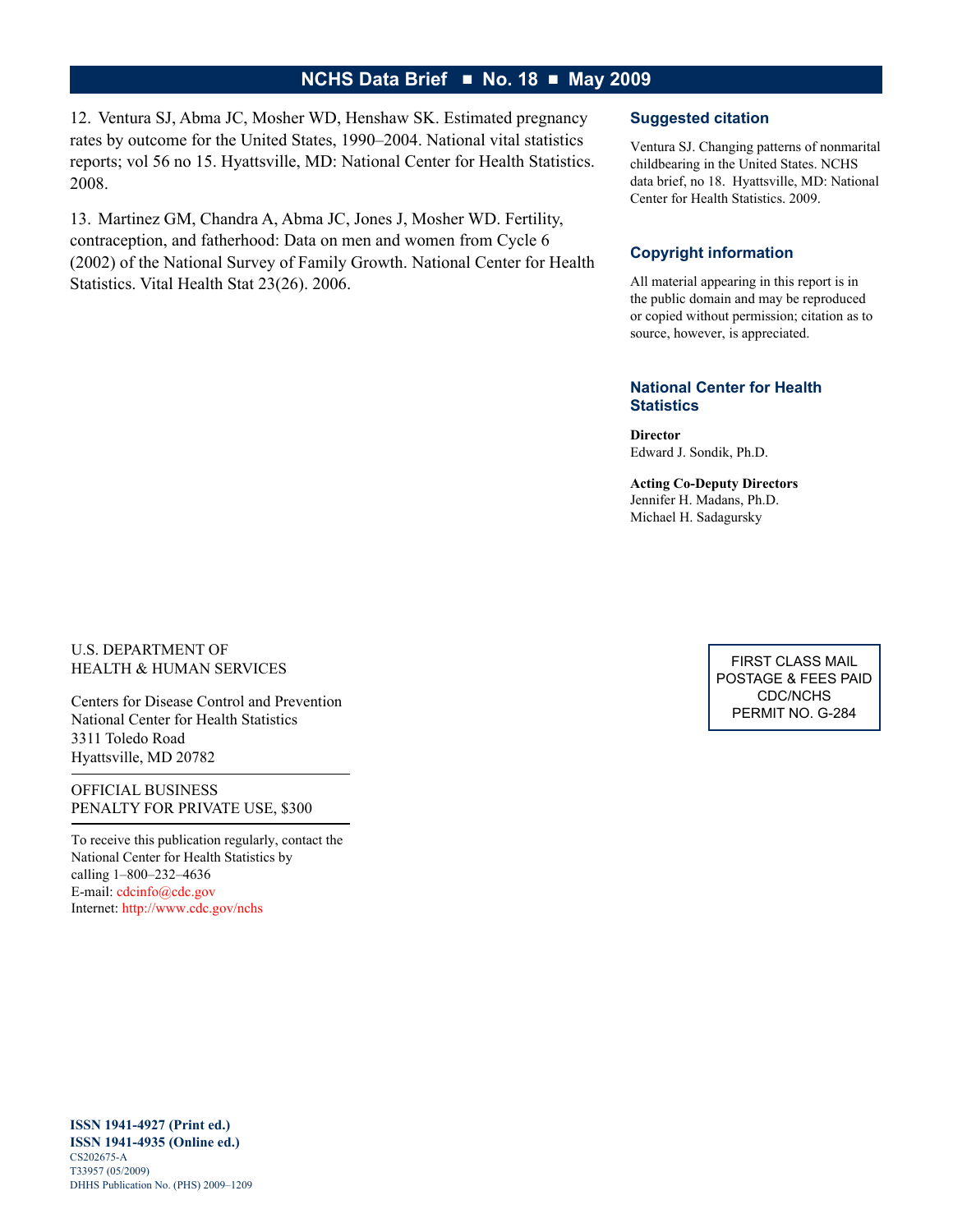12. Ventura SJ, Abma JC, Mosher WD, Henshaw SK. Estimated pregnancy rates by outcome for the United States, 1990–2004. National vital statistics reports; vol 56 no 15. Hyattsville, MD: National Center for Health Statistics. 2008.

13. Martinez GM, Chandra A, Abma JC, Jones J, Mosher WD. Fertility, contraception, and fatherhood: Data on men and women from Cycle 6 (2002) of the National Survey of Family Growth. National Center for Health Statistics. Vital Health Stat 23(26). 2006.

### Suggested citation

Ventura SJ. Changing patterns of nonmarital childbearing in the United States. NCHS data brief, no 18. Hyattsville, MD: National Center for Health Statistics. 2009.

### Copyright information

All material appearing in this report is in the public domain and may be reproduced or copied without permission; citation as to source, however, is appreciated.

### National Center for Health Statistics

**Director**
Edward J. Sondik, Ph.D.

**Acting Co-Deputy Directors**
Jennifer H. Madans, Ph.D.
Michael H. Sadagursky

U.S. DEPARTMENT OF
HEALTH & HUMAN SERVICES

Centers for Disease Control and Prevention
National Center for Health Statistics
3311 Toledo Road
Hyattsville, MD 20782

OFFICIAL BUSINESS
PENALTY FOR PRIVATE USE, $300

To receive this publication regularly, contact the National Center for Health Statistics by calling 1–800–232–4636
E-mail: cdcinfo@cdc.gov
Internet: http://www.cdc.gov/nchs

FIRST CLASS MAIL
POSTAGE & FEES PAID
CDC/NCHS
PERMIT NO. G-284

**ISSN 1941-4927 (Print ed.)**
**ISSN 1941-4935 (Online ed.)**
CS202675-A
T33957 (05/2009)
DHHS Publication No. (PHS) 2009–1209